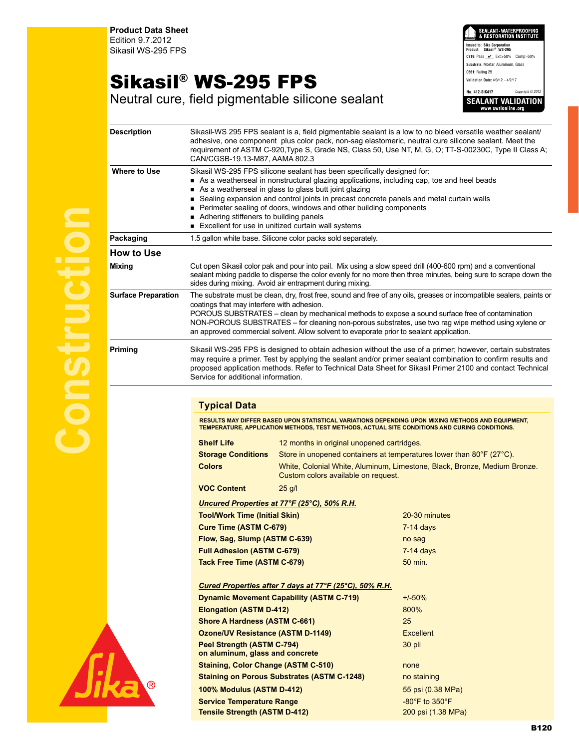**Product Data Sheet**
Edition 9.7.2012
Sikasil WS-295 FPS

# Sikasil® WS-295 FPS

Neutral cure, field pigmentable silicone sealant

SEALANT• WATERPROOFING & RESTORATION INSTITUTE
Issued to: Sika Corporation
Product: Sikasil® WS-295
C719: Pass ✔ Ext:+50% Comp:-50%
Substrate: Mortar, Aluminum, Glass
C661: Rating 25
Validation Date: 4/3/12 – 4/2/17
No. 412-SIK417 Copyright © 2012
SEALANT VALIDATION
www.swrionline.org

| | |
|---|---|
| **Description** | Sikasil-WS 295 FPS sealant is a, field pigmentable sealant is a low to no bleed versatile weather sealant/ adhesive, one component plus color pack, non-sag elastomeric, neutral cure silicone sealant. Meet the requirement of ASTM C-920,Type S, Grade NS, Class 50, Use NT, M, G, O; TT-S-00230C, Type II Class A; CAN/CGSB-19.13-M87, AAMA 802.3 |
| **Where to Use** | Sikasil WS-295 FPS silicone sealant has been specifically designed for:<br>■ As a weatherseal in nonstructural glazing applications, including cap, toe and heel beads<br>■ As a weatherseal in glass to glass butt joint glazing<br>■ Sealing expansion and control joints in precast concrete panels and metal curtain walls<br>■ Perimeter sealing of doors, windows and other building components<br>■ Adhering stiffeners to building panels<br>■ Excellent for use in unitized curtain wall systems |
| **Packaging** | 1.5 gallon white base. Silicone color packs sold separately. |

## How to Use

| | |
|---|---|
| **Mixing** | Cut open Sikasil color pak and pour into pail. Mix using a slow speed drill (400-600 rpm) and a conventional sealant mixing paddle to disperse the color evenly for no more then three minutes, being sure to scrape down the sides during mixing. Avoid air entrapment during mixing. |
| **Surface Preparation** | The substrate must be clean, dry, frost free, sound and free of any oils, greases or incompatible sealers, paints or coatings that may interfere with adhesion.<br>POROUS SUBSTRATES – clean by mechanical methods to expose a sound surface free of contamination<br>NON-POROUS SUBSTRATES – for cleaning non-porous substrates, use two rag wipe method using xylene or an approved commercial solvent. Allow solvent to evaporate prior to sealant application. |
| **Priming** | Sikasil WS-295 FPS is designed to obtain adhesion without the use of a primer; however, certain substrates may require a primer. Test by applying the sealant and/or primer sealant combination to confirm results and proposed application methods. Refer to Technical Data Sheet for Sikasil Primer 2100 and contact Technical Service for additional information. |

## Typical Data

RESULTS MAY DIFFER BASED UPON STATISTICAL VARIATIONS DEPENDING UPON MIXING METHODS AND EQUIPMENT, TEMPERATURE, APPLICATION METHODS, TEST METHODS, ACTUAL SITE CONDITIONS AND CURING CONDITIONS.

| | |
|---|---|
| **Shelf Life** | 12 months in original unopened cartridges. |
| **Storage Conditions** | Store in unopened containers at temperatures lower than 80°F (27°C). |
| **Colors** | White, Colonial White, Aluminum, Limestone, Black, Bronze, Medium Bronze. Custom colors available on request. |
| **VOC Content** | 25 g/l |

***Uncured Properties at 77°F (25°C), 50% R.H.***

| | |
|---|---|
| **Tool/Work Time (Initial Skin)** | 20-30 minutes |
| **Cure Time (ASTM C-679)** | 7-14 days |
| **Flow, Sag, Slump (ASTM C-639)** | no sag |
| **Full Adhesion (ASTM C-679)** | 7-14 days |
| **Tack Free Time (ASTM C-679)** | 50 min. |

***Cured Properties after 7 days at 77°F (25°C), 50% R.H.***

| | |
|---|---|
| **Dynamic Movement Capability (ASTM C-719)** | +/-50% |
| **Elongation (ASTM D-412)** | 800% |
| **Shore A Hardness (ASTM C-661)** | 25 |
| **Ozone/UV Resistance (ASTM D-1149)** | Excellent |
| **Peel Strength (ASTM C-794) on aluminum, glass and concrete** | 30 pli |
| **Staining, Color Change (ASTM C-510)** | none |
| **Staining on Porous Substrates (ASTM C-1248)** | no staining |
| **100% Modulus (ASTM D-412)** | 55 psi (0.38 MPa) |
| **Service Temperature Range** | -80°F to 350°F |
| **Tensile Strength (ASTM D-412)** | 200 psi (1.38 MPa) |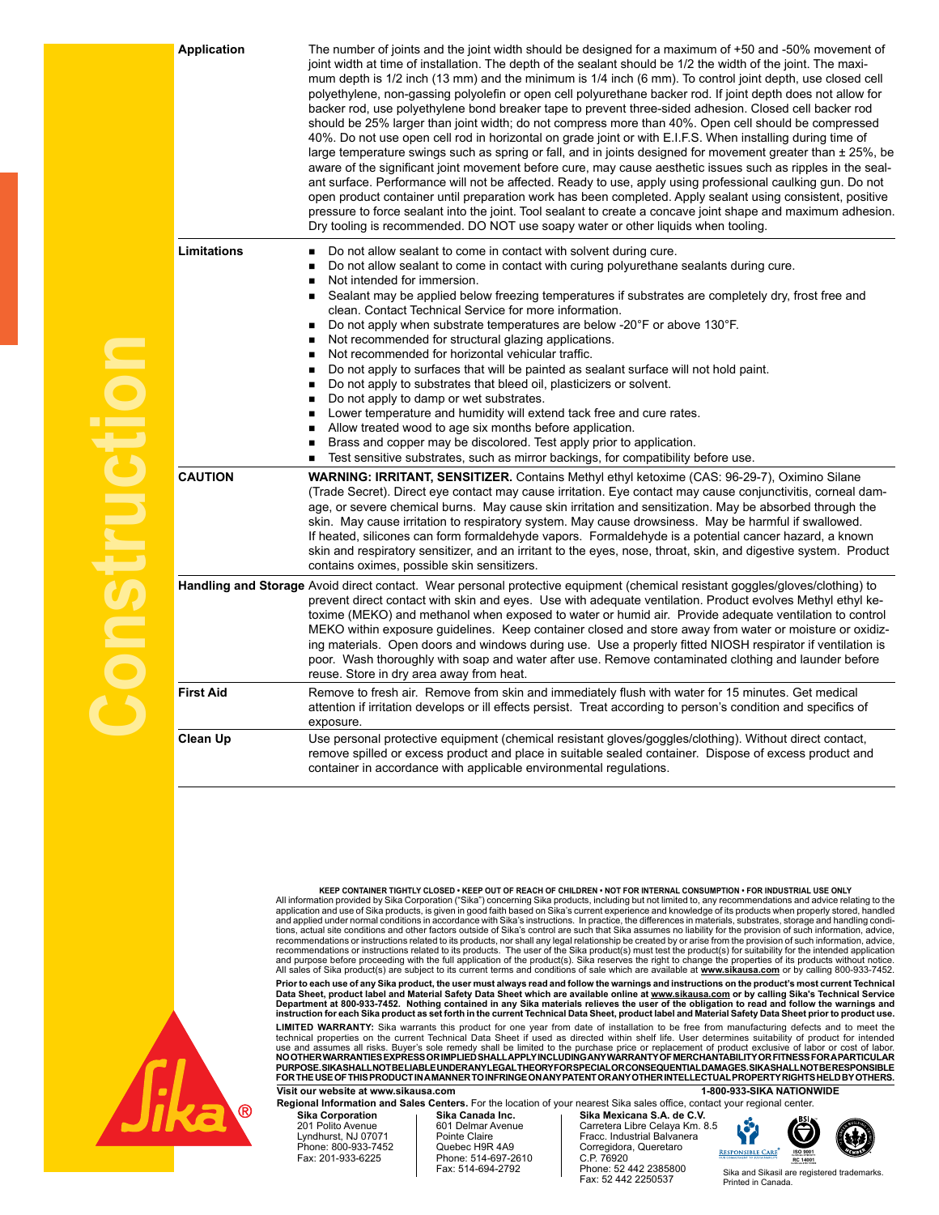**Application**

The number of joints and the joint width should be designed for a maximum of +50 and -50% movement of joint width at time of installation. The depth of the sealant should be 1/2 the width of the joint. The maximum depth is 1/2 inch (13 mm) and the minimum is 1/4 inch (6 mm). To control joint depth, use closed cell polyethylene, non-gassing polyolefin or open cell polyurethane backer rod. If joint depth does not allow for backer rod, use polyethylene bond breaker tape to prevent three-sided adhesion. Closed cell backer rod should be 25% larger than joint width; do not compress more than 40%. Open cell should be compressed 40%. Do not use open cell rod in horizontal on grade joint or with E.I.F.S. When installing during time of large temperature swings such as spring or fall, and in joints designed for movement greater than ± 25%, be aware of the significant joint movement before cure, may cause aesthetic issues such as ripples in the sealant surface. Performance will not be affected. Ready to use, apply using professional caulking gun. Do not open product container until preparation work has been completed. Apply sealant using consistent, positive pressure to force sealant into the joint. Tool sealant to create a concave joint shape and maximum adhesion. Dry tooling is recommended. DO NOT use soapy water or other liquids when tooling.

**Limitations**

- Do not allow sealant to come in contact with solvent during cure.
- Do not allow sealant to come in contact with curing polyurethane sealants during cure.
- Not intended for immersion.
- Sealant may be applied below freezing temperatures if substrates are completely dry, frost free and clean. Contact Technical Service for more information.
- Do not apply when substrate temperatures are below -20°F or above 130°F.
- Not recommended for structural glazing applications.
- Not recommended for horizontal vehicular traffic.
- Do not apply to surfaces that will be painted as sealant surface will not hold paint.
- Do not apply to substrates that bleed oil, plasticizers or solvent.
- Do not apply to damp or wet substrates.
- Lower temperature and humidity will extend tack free and cure rates.
- Allow treated wood to age six months before application.
- Brass and copper may be discolored. Test apply prior to application.
- Test sensitive substrates, such as mirror backings, for compatibility before use.

**CAUTION**

**WARNING: IRRITANT, SENSITIZER.** Contains Methyl ethyl ketoxime (CAS: 96-29-7), Oximino Silane (Trade Secret). Direct eye contact may cause irritation. Eye contact may cause conjunctivitis, corneal damage, or severe chemical burns. May cause skin irritation and sensitization. May be absorbed through the skin. May cause irritation to respiratory system. May cause drowsiness. May be harmful if swallowed. If heated, silicones can form formaldehyde vapors. Formaldehyde is a potential cancer hazard, a known skin and respiratory sensitizer, and an irritant to the eyes, nose, throat, skin, and digestive system. Product contains oximes, possible skin sensitizers.

**Handling and Storage**

Avoid direct contact. Wear personal protective equipment (chemical resistant goggles/gloves/clothing) to prevent direct contact with skin and eyes. Use with adequate ventilation. Product evolves Methyl ethyl ketoxime (MEKO) and methanol when exposed to water or humid air. Provide adequate ventilation to control MEKO within exposure guidelines. Keep container closed and store away from water or moisture or oxidizing materials. Open doors and windows during use. Use a properly fitted NIOSH respirator if ventilation is poor. Wash thoroughly with soap and water after use. Remove contaminated clothing and launder before reuse. Store in dry area away from heat.

**First Aid**

Remove to fresh air. Remove from skin and immediately flush with water for 15 minutes. Get medical attention if irritation develops or ill effects persist. Treat according to person's condition and specifics of exposure.

**Clean Up**

Use personal protective equipment (chemical resistant gloves/goggles/clothing). Without direct contact, remove spilled or excess product and place in suitable sealed container. Dispose of excess product and container in accordance with applicable environmental regulations.

**KEEP CONTAINER TIGHTLY CLOSED • KEEP OUT OF REACH OF CHILDREN • NOT FOR INTERNAL CONSUMPTION • FOR INDUSTRIAL USE ONLY**

All information provided by Sika Corporation ("Sika") concerning Sika products, including but not limited to, any recommendations and advice relating to the application and use of Sika products, is given in good faith based on Sika's current experience and knowledge of its products when properly stored, handled and applied under normal conditions in accordance with Sika's instructions. In practice, the differences in materials, substrates, storage and handling conditions, actual site conditions and other factors outside of Sika's control are such that Sika assumes no liability for the provision of such information, advice, recommendations or instructions related to its products, nor shall any legal relationship be created by or arise from the provision of such information, advice, recommendations or instructions related to its products. The user of the Sika product(s) must test the product(s) for suitability for the intended application and purpose before proceeding with the full application of the product(s). Sika reserves the right to change the properties of its products without notice. All sales of Sika product(s) are subject to its current terms and conditions of sale which are available at **www.sikausa.com** or by calling 800-933-7452.

**Prior to each use of any Sika product, the user must always read and follow the warnings and instructions on the product's most current Technical Data Sheet, product label and Material Safety Data Sheet which are available online at www.sikausa.com or by calling Sika's Technical Service Department at 800-933-7452. Nothing contained in any Sika materials relieves the user of the obligation to read and follow the warnings and instruction for each Sika product as set forth in the current Technical Data Sheet, product label and Material Safety Data Sheet prior to product use.**

**LIMITED WARRANTY:** Sika warrants this product for one year from date of installation to be free from manufacturing defects and to meet the technical properties on the current Technical Data Sheet if used as directed within shelf life. User determines suitability of product for intended use and assumes all risks. Buyer's sole remedy shall be limited to the purchase price or replacement of product exclusive of labor or cost of labor. **NO OTHER WARRANTIES EXPRESS OR IMPLIED SHALL APPLY INCLUDING ANY WARRANTY OF MERCHANTABILITY OR FITNESS FOR A PARTICULAR PURPOSE. SIKA SHALL NOT BE LIABLE UNDER ANY LEGAL THEORY FOR SPECIAL OR CONSEQUENTIAL DAMAGES. SIKA SHALL NOT BE RESPONSIBLE FOR THE USE OF THIS PRODUCT IN A MANNER TO INFRINGE ON ANY PATENT OR ANY OTHER INTELLECTUAL PROPERTY RIGHTS HELD BY OTHERS.**

**Visit our website at www.sikausa.com** **1-800-933-SIKA NATIONWIDE**

**Regional Information and Sales Centers.** For the location of your nearest Sika sales office, contact your regional center.

| Sika Corporation | Sika Canada Inc. | Sika Mexicana S.A. de C.V. |
|---|---|---|
| 201 Polito Avenue | 601 Delmar Avenue | Carretera Libre Celaya Km. 8.5 |
| Lyndhurst, NJ 07071 | Pointe Claire | Fracc. Industrial Balvanera |
| Phone: 800-933-7452 | Quebec H9R 4A9 | Corregidora, Queretaro |
| Fax: 201-933-6225 | Phone: 514-697-2610 | C.P. 76920 |
| | Fax: 514-694-2792 | Phone: 52 442 2385800 |
| | | Fax: 52 442 2250537 |

Sika and Sikasil are registered trademarks.
Printed in Canada.